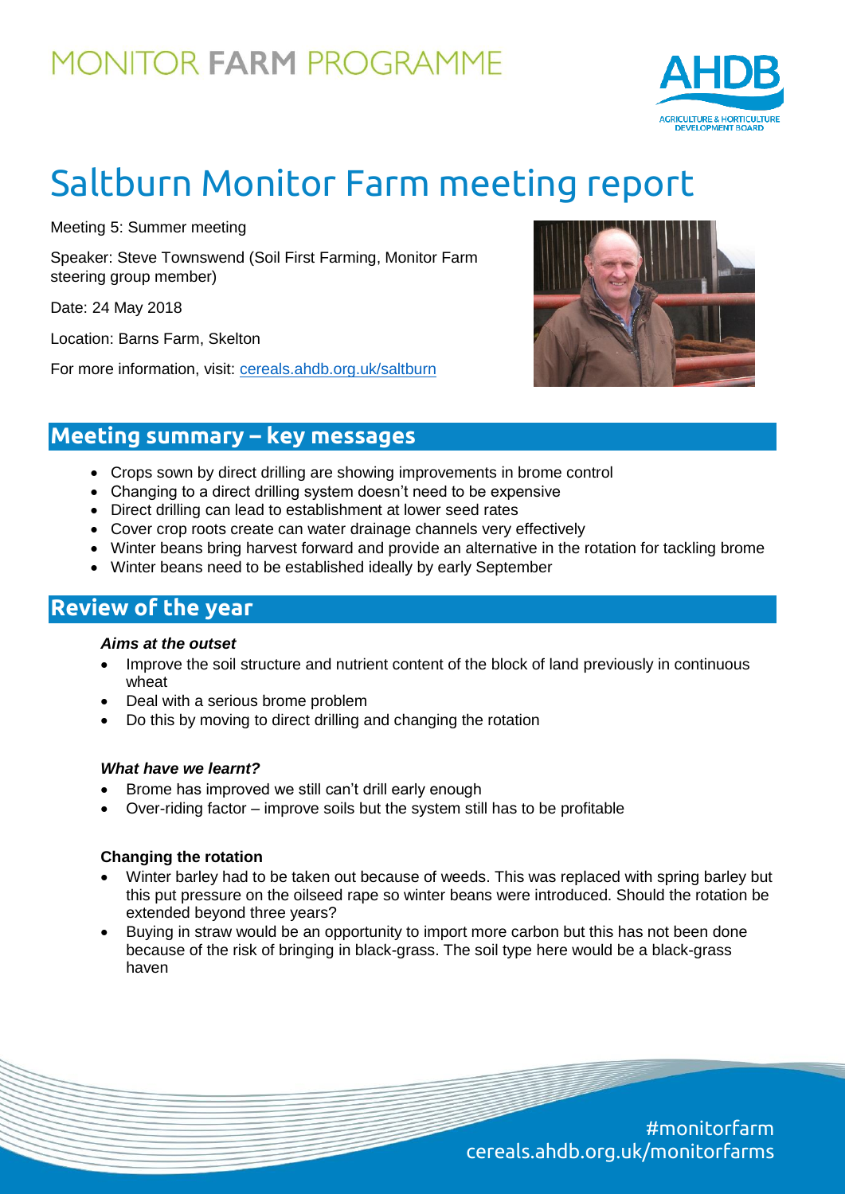MONITOR **FARM** PROGRAMME

# Saltburn Monitor Farm meeting report

Meeting 5: Summer meeting

Speaker: Steve Townswend (Soil First Farming, Monitor Farm steering group member)

Date: 24 May 2018

Location: Barns Farm, Skelton

For more information, visit: cereals.ahdb.org.uk/saltburn

## Meeting summary – key messages

- Crops sown by direct drilling are showing improvements in brome control
- Changing to a direct drilling system doesn't need to be expensive
- Direct drilling can lead to establishment at lower seed rates
- Cover crop roots create can water drainage channels very effectively
- Winter beans bring harvest forward and provide an alternative in the rotation for tackling brome
- Winter beans need to be established ideally by early September

## Review of the year

***Aims at the outset***

- Improve the soil structure and nutrient content of the block of land previously in continuous wheat
- Deal with a serious brome problem
- Do this by moving to direct drilling and changing the rotation

***What have we learnt?***

- Brome has improved we still can't drill early enough
- Over-riding factor – improve soils but the system still has to be profitable

**Changing the rotation**

- Winter barley had to be taken out because of weeds. This was replaced with spring barley but this put pressure on the oilseed rape so winter beans were introduced. Should the rotation be extended beyond three years?
- Buying in straw would be an opportunity to import more carbon but this has not been done because of the risk of bringing in black-grass. The soil type here would be a black-grass haven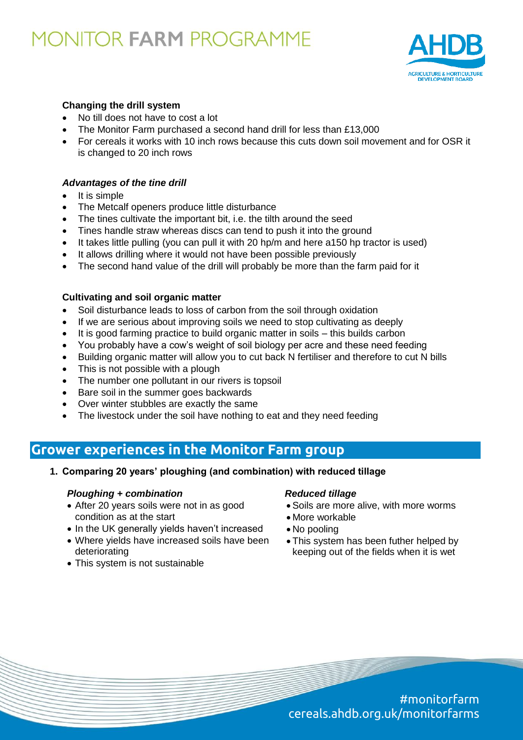### Changing the drill system

- No till does not have to cost a lot
- The Monitor Farm purchased a second hand drill for less than £13,000
- For cereals it works with 10 inch rows because this cuts down soil movement and for OSR it is changed to 20 inch rows

#### *Advantages of the tine drill*

- It is simple
- The Metcalf openers produce little disturbance
- The tines cultivate the important bit, i.e. the tilth around the seed
- Tines handle straw whereas discs can tend to push it into the ground
- It takes little pulling (you can pull it with 20 hp/m and here a150 hp tractor is used)
- It allows drilling where it would not have been possible previously
- The second hand value of the drill will probably be more than the farm paid for it

### Cultivating and soil organic matter

- Soil disturbance leads to loss of carbon from the soil through oxidation
- If we are serious about improving soils we need to stop cultivating as deeply
- It is good farming practice to build organic matter in soils – this builds carbon
- You probably have a cow's weight of soil biology per acre and these need feeding
- Building organic matter will allow you to cut back N fertiliser and therefore to cut N bills
- This is not possible with a plough
- The number one pollutant in our rivers is topsoil
- Bare soil in the summer goes backwards
- Over winter stubbles are exactly the same
- The livestock under the soil have nothing to eat and they need feeding

## Grower experiences in the Monitor Farm group

1. **Comparing 20 years' ploughing (and combination) with reduced tillage**

#### *Ploughing + combination*

- After 20 years soils were not in as good condition as at the start
- In the UK generally yields haven't increased
- Where yields have increased soils have been deteriorating
- This system is not sustainable

#### *Reduced tillage*

- Soils are more alive, with more worms
- More workable
- No pooling
- This system has been futher helped by keeping out of the fields when it is wet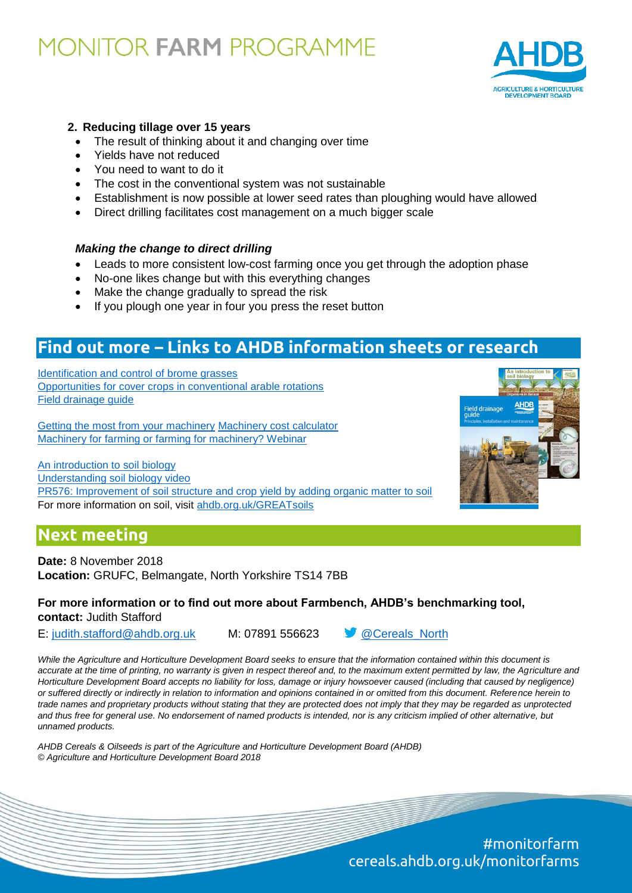**2. Reducing tillage over 15 years**

- The result of thinking about it and changing over time
- Yields have not reduced
- You need to want to do it
- The cost in the conventional system was not sustainable
- Establishment is now possible at lower seed rates than ploughing would have allowed
- Direct drilling facilitates cost management on a much bigger scale

***Making the change to direct drilling***

- Leads to more consistent low-cost farming once you get through the adoption phase
- No-one likes change but with this everything changes
- Make the change gradually to spread the risk
- If you plough one year in four you press the reset button

## Find out more – Links to AHDB information sheets or research

Identification and control of brome grasses
Opportunities for cover crops in conventional arable rotations
Field drainage guide

Getting the most from your machinery Machinery cost calculator
Machinery for farming or farming for machinery? Webinar

An introduction to soil biology
Understanding soil biology video
PR576: Improvement of soil structure and crop yield by adding organic matter to soil
For more information on soil, visit ahdb.org.uk/GREATsoils

## Next meeting

**Date:** 8 November 2018
**Location:** GRUFC, Belmangate, North Yorkshire TS14 7BB

**For more information or to find out more about Farmbench, AHDB's benchmarking tool, contact:** Judith Stafford

E: judith.stafford@ahdb.org.uk M: 07891 556623 @Cereals_North

*While the Agriculture and Horticulture Development Board seeks to ensure that the information contained within this document is accurate at the time of printing, no warranty is given in respect thereof and, to the maximum extent permitted by law, the Agriculture and Horticulture Development Board accepts no liability for loss, damage or injury howsoever caused (including that caused by negligence) or suffered directly or indirectly in relation to information and opinions contained in or omitted from this document. Reference herein to trade names and proprietary products without stating that they are protected does not imply that they may be regarded as unprotected and thus free for general use. No endorsement of named products is intended, nor is any criticism implied of other alternative, but unnamed products.*

*AHDB Cereals & Oilseeds is part of the Agriculture and Horticulture Development Board (AHDB)*
*© Agriculture and Horticulture Development Board 2018*

#monitorfarm
cereals.ahdb.org.uk/monitorfarms